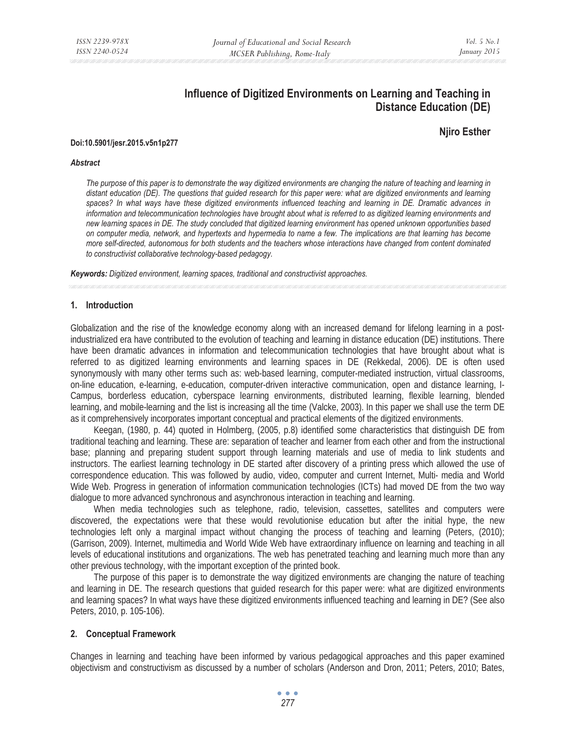# Influence of Digitized Environments on Learning and Teaching in Distance Education (DE)

**Njiro Esther**

**Doi:10.5901/jesr.2015.v5n1p277**

***Abstract***

*The purpose of this paper is to demonstrate the way digitized environments are changing the nature of teaching and learning in distant education (DE). The questions that guided research for this paper were: what are digitized environments and learning spaces? In what ways have these digitized environments influenced teaching and learning in DE. Dramatic advances in information and telecommunication technologies have brought about what is referred to as digitized learning environments and new learning spaces in DE. The study concluded that digitized learning environment has opened unknown opportunities based on computer media, network, and hypertexts and hypermedia to name a few. The implications are that learning has become more self-directed, autonomous for both students and the teachers whose interactions have changed from content dominated to constructivist collaborative technology-based pedagogy.*

***Keywords:*** *Digitized environment, learning spaces, traditional and constructivist approaches.*

## 1. Introduction

Globalization and the rise of the knowledge economy along with an increased demand for lifelong learning in a post-industrialized era have contributed to the evolution of teaching and learning in distance education (DE) institutions. There have been dramatic advances in information and telecommunication technologies that have brought about what is referred to as digitized learning environments and learning spaces in DE (Rekkedal, 2006). DE is often used synonymously with many other terms such as: web-based learning, computer-mediated instruction, virtual classrooms, on-line education, e-learning, e-education, computer-driven interactive communication, open and distance learning, I-Campus, borderless education, cyberspace learning environments, distributed learning, flexible learning, blended learning, and mobile-learning and the list is increasing all the time (Valcke, 2003). In this paper we shall use the term DE as it comprehensively incorporates important conceptual and practical elements of the digitized environments.

Keegan, (1980, p. 44) quoted in Holmberg, (2005, p.8) identified some characteristics that distinguish DE from traditional teaching and learning. These are: separation of teacher and learner from each other and from the instructional base; planning and preparing student support through learning materials and use of media to link students and instructors. The earliest learning technology in DE started after discovery of a printing press which allowed the use of correspondence education. This was followed by audio, video, computer and current Internet, Multi- media and World Wide Web. Progress in generation of information communication technologies (ICTs) had moved DE from the two way dialogue to more advanced synchronous and asynchronous interaction in teaching and learning.

When media technologies such as telephone, radio, television, cassettes, satellites and computers were discovered, the expectations were that these would revolutionise education but after the initial hype, the new technologies left only a marginal impact without changing the process of teaching and learning (Peters, (2010); (Garrison, 2009). Internet, multimedia and World Wide Web have extraordinary influence on learning and teaching in all levels of educational institutions and organizations. The web has penetrated teaching and learning much more than any other previous technology, with the important exception of the printed book.

The purpose of this paper is to demonstrate the way digitized environments are changing the nature of teaching and learning in DE. The research questions that guided research for this paper were: what are digitized environments and learning spaces? In what ways have these digitized environments influenced teaching and learning in DE? (See also Peters, 2010, p. 105-106).

## 2. Conceptual Framework

Changes in learning and teaching have been informed by various pedagogical approaches and this paper examined objectivism and constructivism as discussed by a number of scholars (Anderson and Dron, 2011; Peters, 2010; Bates,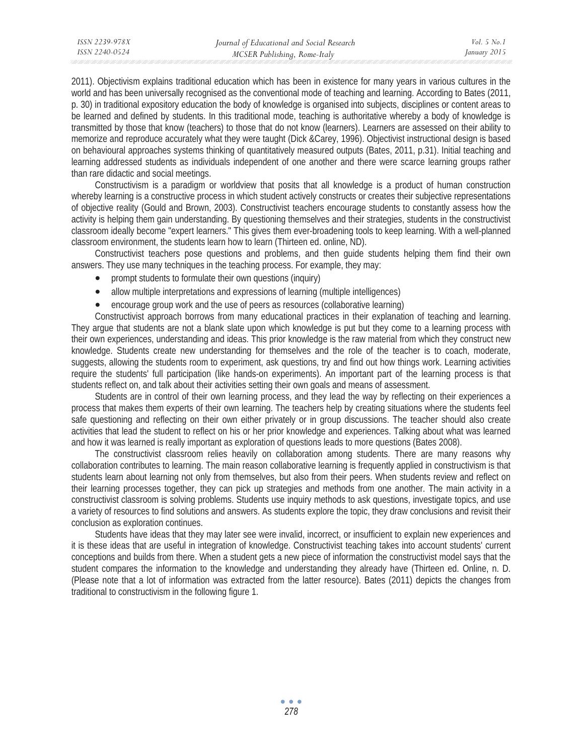2011). Objectivism explains traditional education which has been in existence for many years in various cultures in the world and has been universally recognised as the conventional mode of teaching and learning. According to Bates (2011, p. 30) in traditional expository education the body of knowledge is organised into subjects, disciplines or content areas to be learned and defined by students. In this traditional mode, teaching is authoritative whereby a body of knowledge is transmitted by those that know (teachers) to those that do not know (learners). Learners are assessed on their ability to memorize and reproduce accurately what they were taught (Dick &Carey, 1996). Objectivist instructional design is based on behavioural approaches systems thinking of quantitatively measured outputs (Bates, 2011, p.31). Initial teaching and learning addressed students as individuals independent of one another and there were scarce learning groups rather than rare didactic and social meetings.

Constructivism is a paradigm or worldview that posits that all knowledge is a product of human construction whereby learning is a constructive process in which student actively constructs or creates their subjective representations of objective reality (Gould and Brown, 2003). Constructivist teachers encourage students to constantly assess how the activity is helping them gain understanding. By questioning themselves and their strategies, students in the constructivist classroom ideally become "expert learners." This gives them ever-broadening tools to keep learning. With a well-planned classroom environment, the students learn how to learn (Thirteen ed. online, ND).

Constructivist teachers pose questions and problems, and then guide students helping them find their own answers. They use many techniques in the teaching process. For example, they may:

- prompt students to formulate their own questions (inquiry)
- allow multiple interpretations and expressions of learning (multiple intelligences)
- encourage group work and the use of peers as resources (collaborative learning)

Constructivist approach borrows from many educational practices in their explanation of teaching and learning. They argue that students are not a blank slate upon which knowledge is put but they come to a learning process with their own experiences, understanding and ideas. This prior knowledge is the raw material from which they construct new knowledge. Students create new understanding for themselves and the role of the teacher is to coach, moderate, suggests, allowing the students room to experiment, ask questions, try and find out how things work. Learning activities require the students' full participation (like hands-on experiments). An important part of the learning process is that students reflect on, and talk about their activities setting their own goals and means of assessment.

Students are in control of their own learning process, and they lead the way by reflecting on their experiences a process that makes them experts of their own learning. The teachers help by creating situations where the students feel safe questioning and reflecting on their own either privately or in group discussions. The teacher should also create activities that lead the student to reflect on his or her prior knowledge and experiences. Talking about what was learned and how it was learned is really important as exploration of questions leads to more questions (Bates 2008).

The constructivist classroom relies heavily on collaboration among students. There are many reasons why collaboration contributes to learning. The main reason collaborative learning is frequently applied in constructivism is that students learn about learning not only from themselves, but also from their peers. When students review and reflect on their learning processes together, they can pick up strategies and methods from one another. The main activity in a constructivist classroom is solving problems. Students use inquiry methods to ask questions, investigate topics, and use a variety of resources to find solutions and answers. As students explore the topic, they draw conclusions and revisit their conclusion as exploration continues.

Students have ideas that they may later see were invalid, incorrect, or insufficient to explain new experiences and it is these ideas that are useful in integration of knowledge. Constructivist teaching takes into account students' current conceptions and builds from there. When a student gets a new piece of information the constructivist model says that the student compares the information to the knowledge and understanding they already have (Thirteen ed. Online, n. D. (Please note that a lot of information was extracted from the latter resource). Bates (2011) depicts the changes from traditional to constructivism in the following figure 1.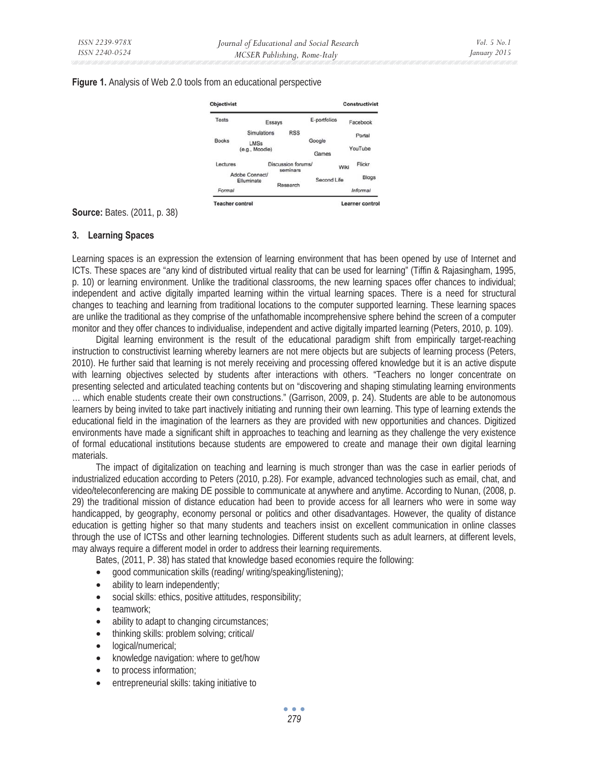**Figure 1.** Analysis of Web 2.0 tools from an educational perspective

| Objectivist | | | | Constructivist |
|---|---|---|---|---|
| Tests | Essays | | E-portfolios | Facebook |
| Books | Simulations LMSs (e.g., Moodle) | RSS | Google Games | Portal YouTube |
| Lectures | Adobe Connect/ Elluminate | Discussion forums/ seminars Research | Wiki Second Life | Flickr Blogs |
| *Formal* | | | | *Informal* |
| **Teacher control** | | | | **Learner control** |

**Source:** Bates. (2011, p. 38)

### 3. Learning Spaces

Learning spaces is an expression the extension of learning environment that has been opened by use of Internet and ICTs. These spaces are "any kind of distributed virtual reality that can be used for learning" (Tiffin & Rajasingham, 1995, p. 10) or learning environment. Unlike the traditional classrooms, the new learning spaces offer chances to individual; independent and active digitally imparted learning within the virtual learning spaces. There is a need for structural changes to teaching and learning from traditional locations to the computer supported learning. These learning spaces are unlike the traditional as they comprise of the unfathomable incomprehensive sphere behind the screen of a computer monitor and they offer chances to individualise, independent and active digitally imparted learning (Peters, 2010, p. 109).

Digital learning environment is the result of the educational paradigm shift from empirically target-reaching instruction to constructivist learning whereby learners are not mere objects but are subjects of learning process (Peters, 2010). He further said that learning is not merely receiving and processing offered knowledge but it is an active dispute with learning objectives selected by students after interactions with others. "Teachers no longer concentrate on presenting selected and articulated teaching contents but on "discovering and shaping stimulating learning environments … which enable students create their own constructions." (Garrison, 2009, p. 24). Students are able to be autonomous learners by being invited to take part inactively initiating and running their own learning. This type of learning extends the educational field in the imagination of the learners as they are provided with new opportunities and chances. Digitized environments have made a significant shift in approaches to teaching and learning as they challenge the very existence of formal educational institutions because students are empowered to create and manage their own digital learning materials.

The impact of digitalization on teaching and learning is much stronger than was the case in earlier periods of industrialized education according to Peters (2010, p.28). For example, advanced technologies such as email, chat, and video/teleconferencing are making DE possible to communicate at anywhere and anytime. According to Nunan, (2008, p. 29) the traditional mission of distance education had been to provide access for all learners who were in some way handicapped, by geography, economy personal or politics and other disadvantages. However, the quality of distance education is getting higher so that many students and teachers insist on excellent communication in online classes through the use of ICTSs and other learning technologies. Different students such as adult learners, at different levels, may always require a different model in order to address their learning requirements.

Bates, (2011, P. 38) has stated that knowledge based economies require the following:

- good communication skills (reading/ writing/speaking/listening);
- ability to learn independently;
- social skills: ethics, positive attitudes, responsibility;
- teamwork;
- ability to adapt to changing circumstances;
- thinking skills: problem solving; critical/
- logical/numerical;
- knowledge navigation: where to get/how
- to process information;
- entrepreneurial skills: taking initiative to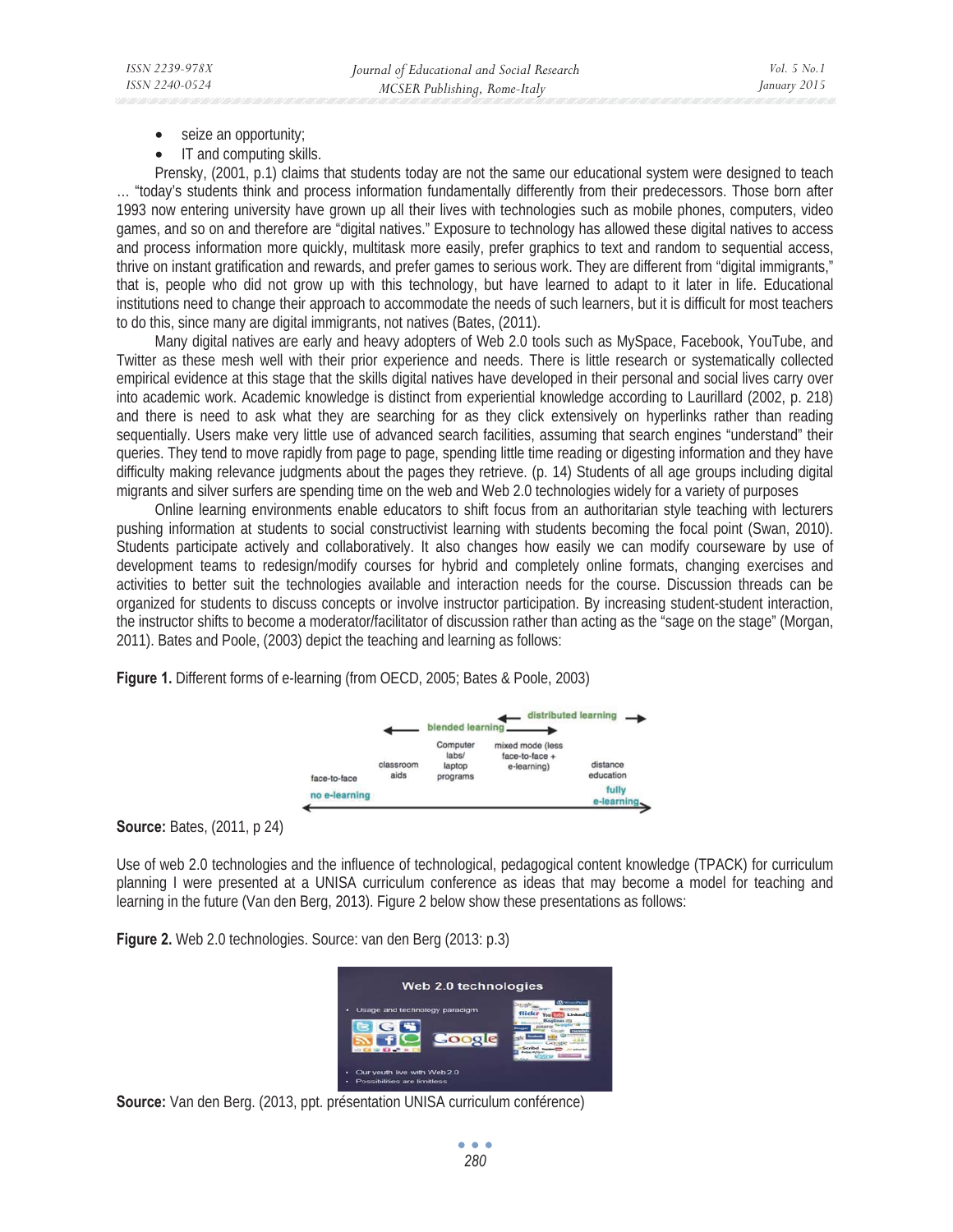- seize an opportunity;
- IT and computing skills.

Prensky, (2001, p.1) claims that students today are not the same our educational system were designed to teach … "today's students think and process information fundamentally differently from their predecessors. Those born after 1993 now entering university have grown up all their lives with technologies such as mobile phones, computers, video games, and so on and therefore are "digital natives." Exposure to technology has allowed these digital natives to access and process information more quickly, multitask more easily, prefer graphics to text and random to sequential access, thrive on instant gratification and rewards, and prefer games to serious work. They are different from "digital immigrants," that is, people who did not grow up with this technology, but have learned to adapt to it later in life. Educational institutions need to change their approach to accommodate the needs of such learners, but it is difficult for most teachers to do this, since many are digital immigrants, not natives (Bates, (2011).

Many digital natives are early and heavy adopters of Web 2.0 tools such as MySpace, Facebook, YouTube, and Twitter as these mesh well with their prior experience and needs. There is little research or systematically collected empirical evidence at this stage that the skills digital natives have developed in their personal and social lives carry over into academic work. Academic knowledge is distinct from experiential knowledge according to Laurillard (2002, p. 218) and there is need to ask what they are searching for as they click extensively on hyperlinks rather than reading sequentially. Users make very little use of advanced search facilities, assuming that search engines "understand" their queries. They tend to move rapidly from page to page, spending little time reading or digesting information and they have difficulty making relevance judgments about the pages they retrieve. (p. 14) Students of all age groups including digital migrants and silver surfers are spending time on the web and Web 2.0 technologies widely for a variety of purposes

Online learning environments enable educators to shift focus from an authoritarian style teaching with lecturers pushing information at students to social constructivist learning with students becoming the focal point (Swan, 2010). Students participate actively and collaboratively. It also changes how easily we can modify courseware by use of development teams to redesign/modify courses for hybrid and completely online formats, changing exercises and activities to better suit the technologies available and interaction needs for the course. Discussion threads can be organized for students to discuss concepts or involve instructor participation. By increasing student-student interaction, the instructor shifts to become a moderator/facilitator of discussion rather than acting as the "sage on the stage" (Morgan, 2011). Bates and Poole, (2003) depict the teaching and learning as follows:

**Figure 1.** Different forms of e-learning (from OECD, 2005; Bates & Poole, 2003)

**Source:** Bates, (2011, p 24)

Use of web 2.0 technologies and the influence of technological, pedagogical content knowledge (TPACK) for curriculum planning I were presented at a UNISA curriculum conference as ideas that may become a model for teaching and learning in the future (Van den Berg, 2013). Figure 2 below show these presentations as follows:

**Figure 2.** Web 2.0 technologies. Source: van den Berg (2013: p.3)

**Source:** Van den Berg. (2013, ppt. présentation UNISA curriculum conférence)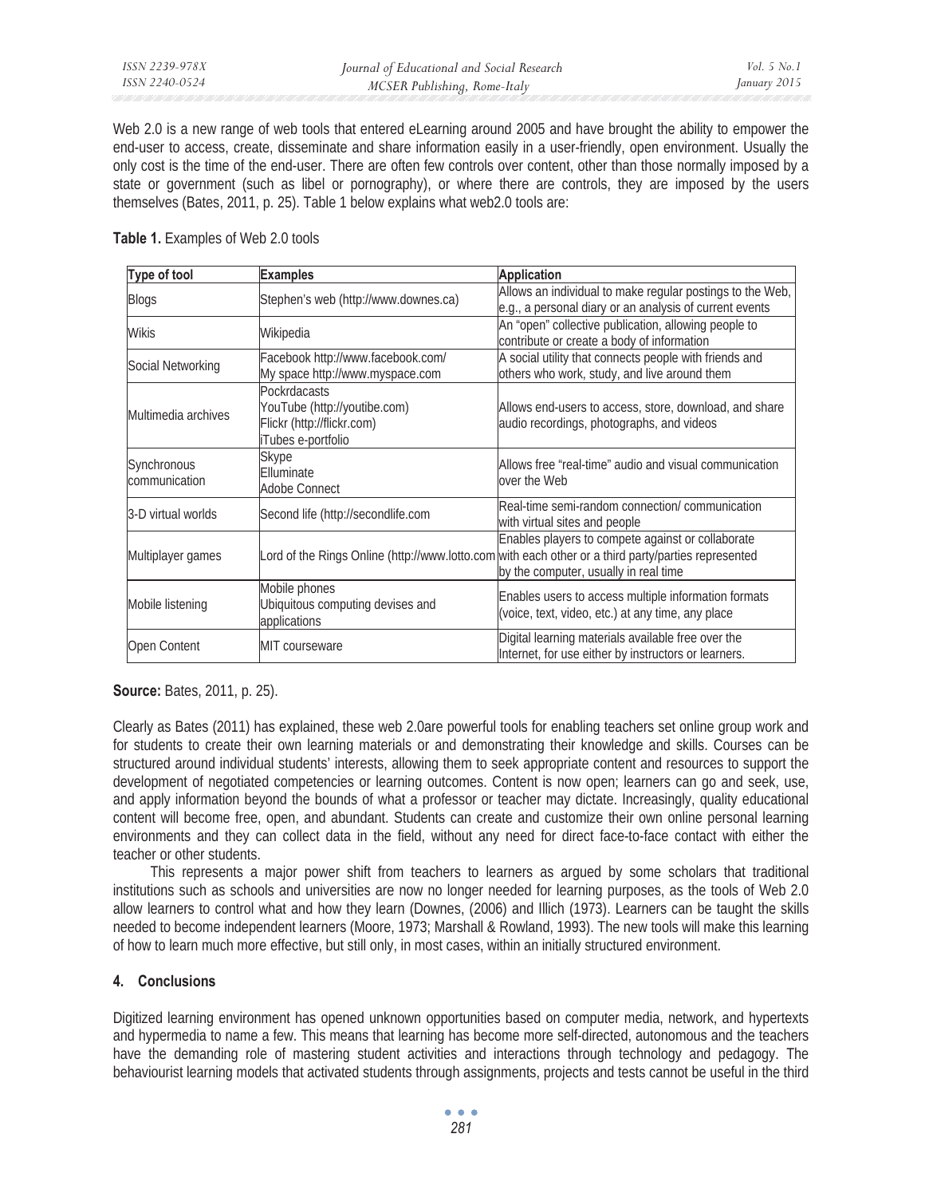Web 2.0 is a new range of web tools that entered eLearning around 2005 and have brought the ability to empower the end-user to access, create, disseminate and share information easily in a user-friendly, open environment. Usually the only cost is the time of the end-user. There are often few controls over content, other than those normally imposed by a state or government (such as libel or pornography), or where there are controls, they are imposed by the users themselves (Bates, 2011, p. 25). Table 1 below explains what web2.0 tools are:

**Table 1.** Examples of Web 2.0 tools

| Type of tool | Examples | Application |
|---|---|---|
| Blogs | Stephen's web (http://www.downes.ca) | Allows an individual to make regular postings to the Web, e.g., a personal diary or an analysis of current events |
| Wikis | Wikipedia | An "open" collective publication, allowing people to contribute or create a body of information |
| Social Networking | Facebook http://www.facebook.com/<br>My space http://www.myspace.com | A social utility that connects people with friends and others who work, study, and live around them |
| Multimedia archives | Pockrdacasts<br>YouTube (http://youtibe.com)<br>Flickr (http://flickr.com)<br>iTubes e-portfolio | Allows end-users to access, store, download, and share audio recordings, photographs, and videos |
| Synchronous communication | Skype<br>Elluminate<br>Adobe Connect | Allows free "real-time" audio and visual communication over the Web |
| 3-D virtual worlds | Second life (http://secondlife.com | Real-time semi-random connection/ communication with virtual sites and people |
| Multiplayer games | Lord of the Rings Online (http://www.lotto.com | Enables players to compete against or collaborate with each other or a third party/parties represented by the computer, usually in real time |
| Mobile listening | Mobile phones<br>Ubiquitous computing devises and applications | Enables users to access multiple information formats (voice, text, video, etc.) at any time, any place |
| Open Content | MIT courseware | Digital learning materials available free over the Internet, for use either by instructors or learners. |

**Source:** Bates, 2011, p. 25).

Clearly as Bates (2011) has explained, these web 2.0are powerful tools for enabling teachers set online group work and for students to create their own learning materials or and demonstrating their knowledge and skills. Courses can be structured around individual students' interests, allowing them to seek appropriate content and resources to support the development of negotiated competencies or learning outcomes. Content is now open; learners can go and seek, use, and apply information beyond the bounds of what a professor or teacher may dictate. Increasingly, quality educational content will become free, open, and abundant. Students can create and customize their own online personal learning environments and they can collect data in the field, without any need for direct face-to-face contact with either the teacher or other students.

This represents a major power shift from teachers to learners as argued by some scholars that traditional institutions such as schools and universities are now no longer needed for learning purposes, as the tools of Web 2.0 allow learners to control what and how they learn (Downes, (2006) and Illich (1973). Learners can be taught the skills needed to become independent learners (Moore, 1973; Marshall & Rowland, 1993). The new tools will make this learning of how to learn much more effective, but still only, in most cases, within an initially structured environment.

## 4. Conclusions

Digitized learning environment has opened unknown opportunities based on computer media, network, and hypertexts and hypermedia to name a few. This means that learning has become more self-directed, autonomous and the teachers have the demanding role of mastering student activities and interactions through technology and pedagogy. The behaviourist learning models that activated students through assignments, projects and tests cannot be useful in the third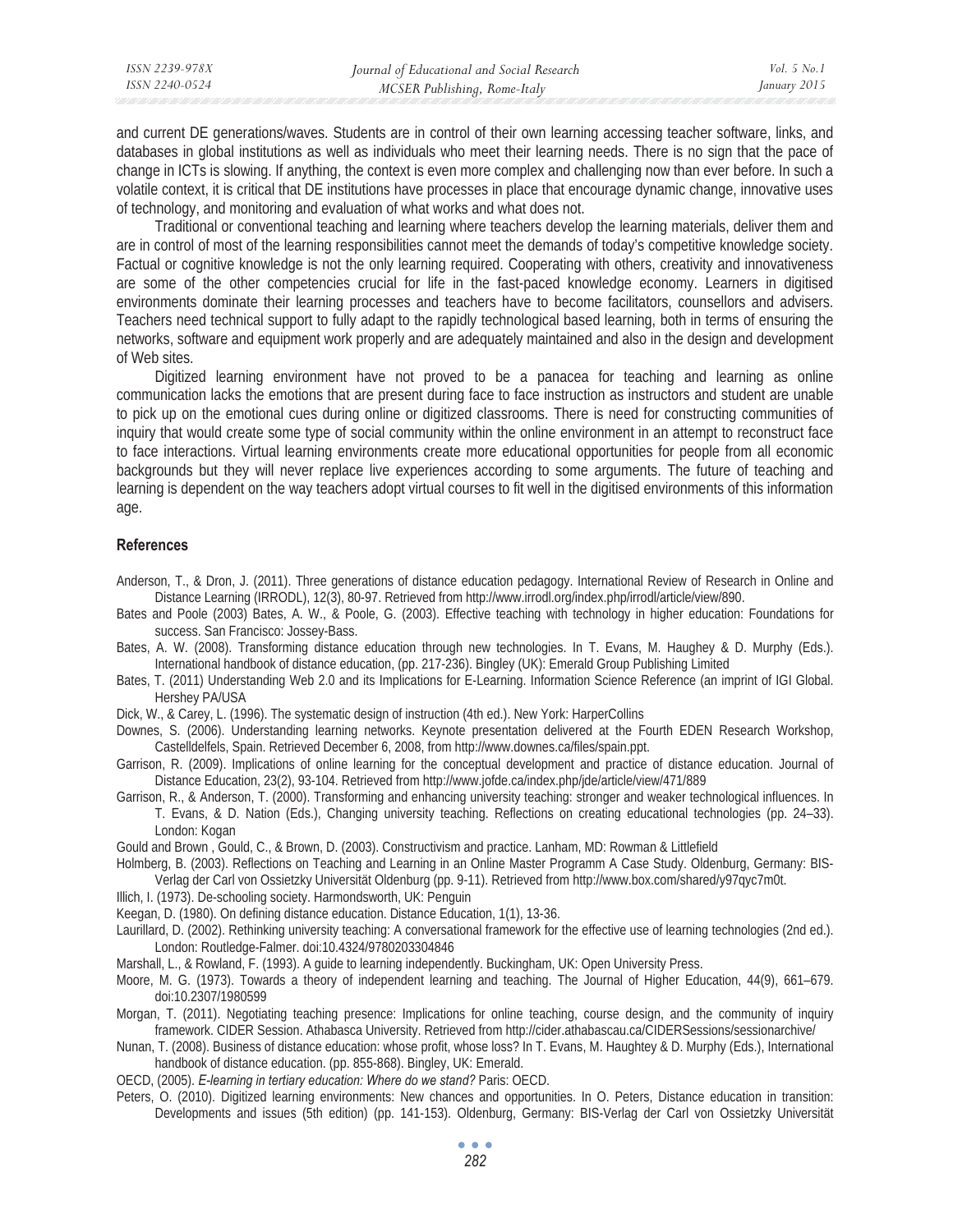and current DE generations/waves. Students are in control of their own learning accessing teacher software, links, and databases in global institutions as well as individuals who meet their learning needs. There is no sign that the pace of change in ICTs is slowing. If anything, the context is even more complex and challenging now than ever before. In such a volatile context, it is critical that DE institutions have processes in place that encourage dynamic change, innovative uses of technology, and monitoring and evaluation of what works and what does not.

Traditional or conventional teaching and learning where teachers develop the learning materials, deliver them and are in control of most of the learning responsibilities cannot meet the demands of today's competitive knowledge society. Factual or cognitive knowledge is not the only learning required. Cooperating with others, creativity and innovativeness are some of the other competencies crucial for life in the fast-paced knowledge economy. Learners in digitised environments dominate their learning processes and teachers have to become facilitators, counsellors and advisers. Teachers need technical support to fully adapt to the rapidly technological based learning, both in terms of ensuring the networks, software and equipment work properly and are adequately maintained and also in the design and development of Web sites.

Digitized learning environment have not proved to be a panacea for teaching and learning as online communication lacks the emotions that are present during face to face instruction as instructors and student are unable to pick up on the emotional cues during online or digitized classrooms. There is need for constructing communities of inquiry that would create some type of social community within the online environment in an attempt to reconstruct face to face interactions. Virtual learning environments create more educational opportunities for people from all economic backgrounds but they will never replace live experiences according to some arguments. The future of teaching and learning is dependent on the way teachers adopt virtual courses to fit well in the digitised environments of this information age.

## References

Anderson, T., & Dron, J. (2011). Three generations of distance education pedagogy. International Review of Research in Online and Distance Learning (IRRODL), 12(3), 80-97. Retrieved from http://www.irrodl.org/index.php/irrodl/article/view/890.

Bates and Poole (2003) Bates, A. W., & Poole, G. (2003). Effective teaching with technology in higher education: Foundations for success. San Francisco: Jossey-Bass.

Bates, A. W. (2008). Transforming distance education through new technologies. In T. Evans, M. Haughey & D. Murphy (Eds.). International handbook of distance education, (pp. 217-236). Bingley (UK): Emerald Group Publishing Limited

Bates, T. (2011) Understanding Web 2.0 and its Implications for E-Learning. Information Science Reference (an imprint of IGI Global. Hershey PA/USA

Dick, W., & Carey, L. (1996). The systematic design of instruction (4th ed.). New York: HarperCollins

Downes, S. (2006). Understanding learning networks. Keynote presentation delivered at the Fourth EDEN Research Workshop, Castelldelfels, Spain. Retrieved December 6, 2008, from http://www.downes.ca/files/spain.ppt.

Garrison, R. (2009). Implications of online learning for the conceptual development and practice of distance education. Journal of Distance Education, 23(2), 93-104. Retrieved from http://www.jofde.ca/index.php/jde/article/view/471/889

Garrison, R., & Anderson, T. (2000). Transforming and enhancing university teaching: stronger and weaker technological influences. In T. Evans, & D. Nation (Eds.), Changing university teaching. Reflections on creating educational technologies (pp. 24–33). London: Kogan

Gould and Brown , Gould, C., & Brown, D. (2003). Constructivism and practice. Lanham, MD: Rowman & Littlefield

Holmberg, B. (2003). Reflections on Teaching and Learning in an Online Master Programm A Case Study. Oldenburg, Germany: BIS-Verlag der Carl von Ossietzky Universität Oldenburg (pp. 9-11). Retrieved from http://www.box.com/shared/y97qyc7m0t.

Illich, I. (1973). De-schooling society. Harmondsworth, UK: Penguin

Keegan, D. (1980). On defining distance education. Distance Education, 1(1), 13-36.

Laurillard, D. (2002). Rethinking university teaching: A conversational framework for the effective use of learning technologies (2nd ed.). London: Routledge-Falmer. doi:10.4324/9780203304846

Marshall, L., & Rowland, F. (1993). A guide to learning independently. Buckingham, UK: Open University Press.

Moore, M. G. (1973). Towards a theory of independent learning and teaching. The Journal of Higher Education, 44(9), 661–679. doi:10.2307/1980599

Morgan, T. (2011). Negotiating teaching presence: Implications for online teaching, course design, and the community of inquiry framework. CIDER Session. Athabasca University. Retrieved from http://cider.athabascau.ca/CIDERSessions/sessionarchive/

Nunan, T. (2008). Business of distance education: whose profit, whose loss? In T. Evans, M. Haughtey & D. Murphy (Eds.), International handbook of distance education. (pp. 855-868). Bingley, UK: Emerald.

OECD, (2005). *E-learning in tertiary education: Where do we stand?* Paris: OECD.

Peters, O. (2010). Digitized learning environments: New chances and opportunities. In O. Peters, Distance education in transition: Developments and issues (5th edition) (pp. 141-153). Oldenburg, Germany: BIS-Verlag der Carl von Ossietzky Universität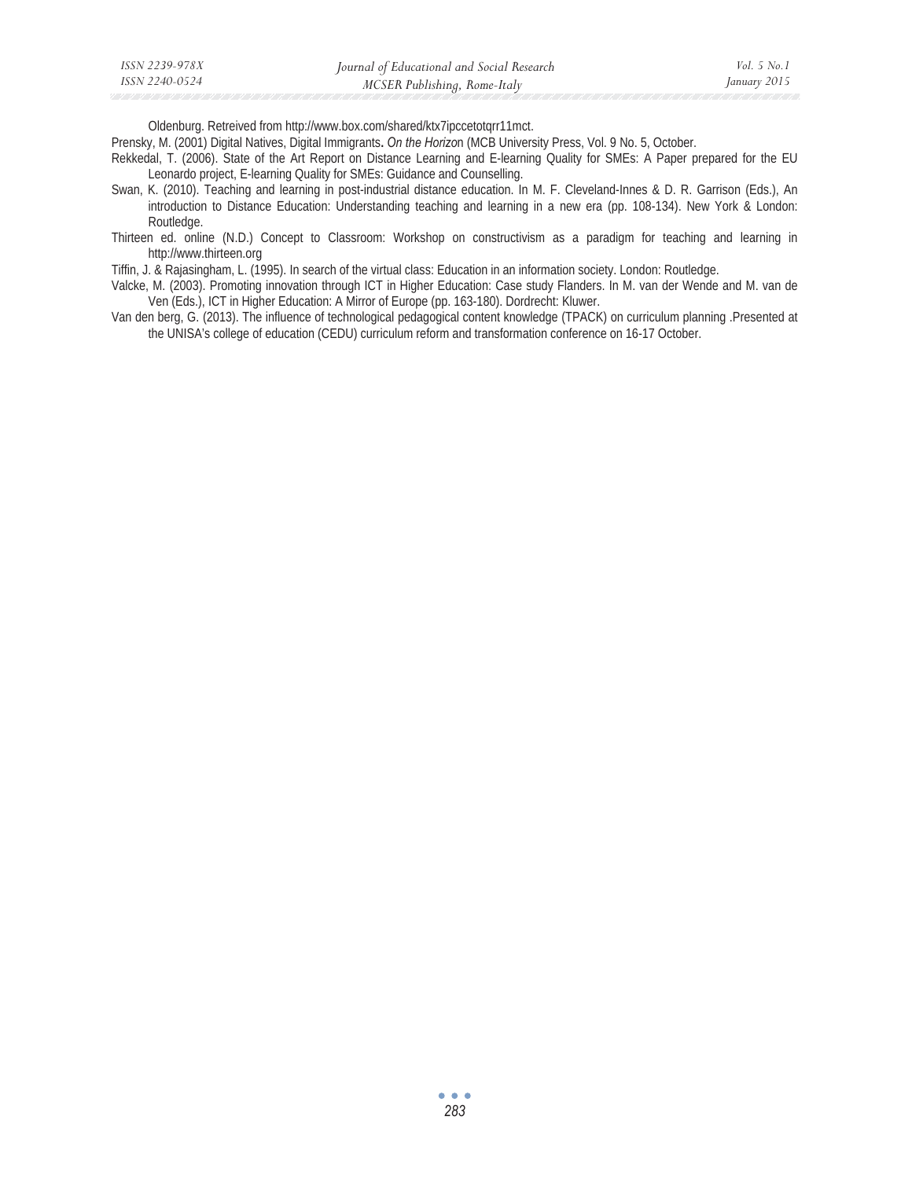Oldenburg. Retreived from http://www.box.com/shared/ktx7ipccetotqrr11mct.

Prensky, M. (2001) Digital Natives, Digital Immigrants. *On the Horizo*n (MCB University Press, Vol. 9 No. 5, October.

Rekkedal, T. (2006). State of the Art Report on Distance Learning and E-learning Quality for SMEs: A Paper prepared for the EU Leonardo project, E-learning Quality for SMEs: Guidance and Counselling.

Swan, K. (2010). Teaching and learning in post-industrial distance education. In M. F. Cleveland-Innes & D. R. Garrison (Eds.), An introduction to Distance Education: Understanding teaching and learning in a new era (pp. 108-134). New York & London: Routledge.

Thirteen ed. online (N.D.) Concept to Classroom: Workshop on constructivism as a paradigm for teaching and learning in http://www.thirteen.org

Tiffin, J. & Rajasingham, L. (1995). In search of the virtual class: Education in an information society. London: Routledge.

Valcke, M. (2003). Promoting innovation through ICT in Higher Education: Case study Flanders. In M. van der Wende and M. van de Ven (Eds.), ICT in Higher Education: A Mirror of Europe (pp. 163-180). Dordrecht: Kluwer.

Van den berg, G. (2013). The influence of technological pedagogical content knowledge (TPACK) on curriculum planning .Presented at the UNISA's college of education (CEDU) curriculum reform and transformation conference on 16-17 October.